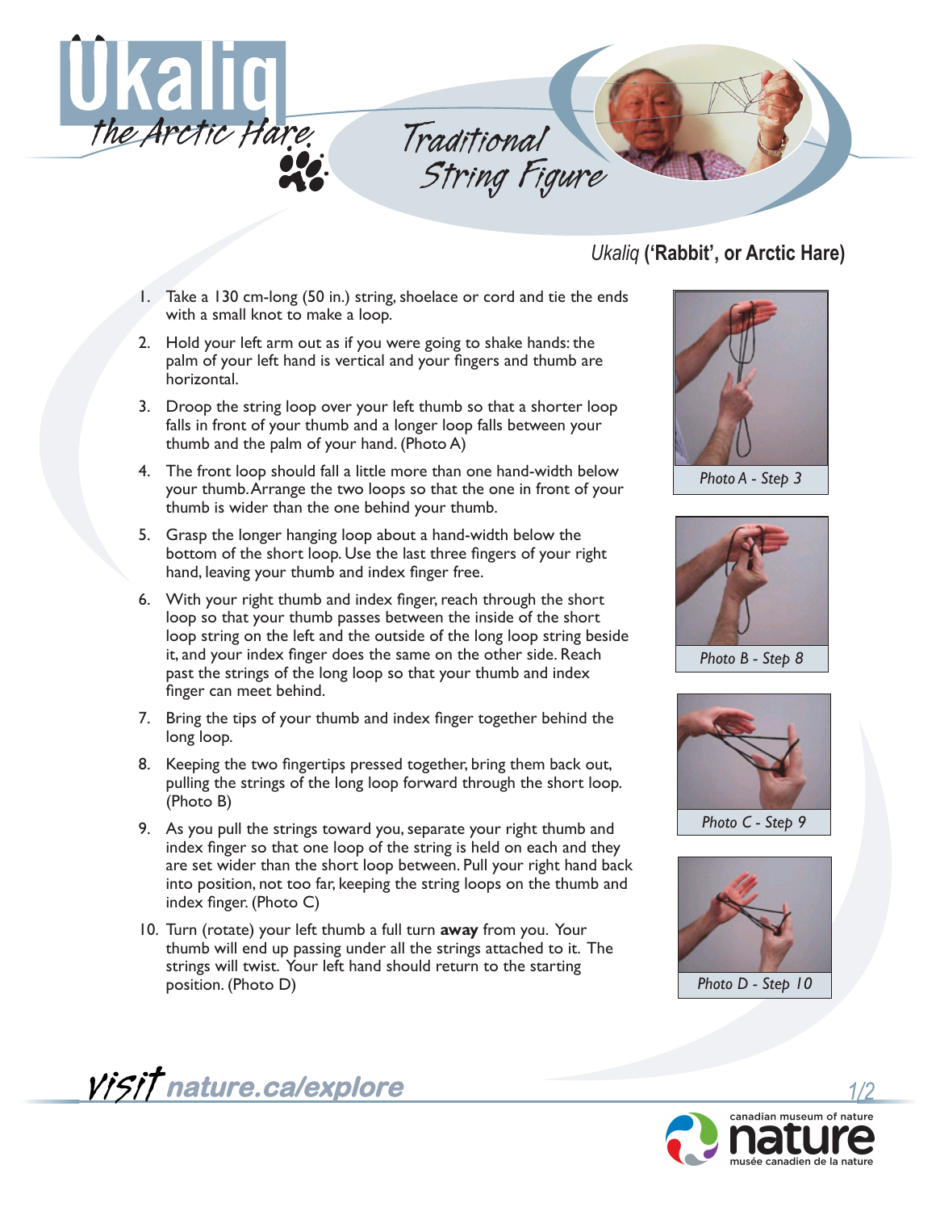# Ukaliq the Arctic Hare

## Traditional String Figure

### *Ukaliq* ('Rabbit', or Arctic Hare)

1. Take a 130 cm-long (50 in.) string, shoelace or cord and tie the ends with a small knot to make a loop.
2. Hold your left arm out as if you were going to shake hands: the palm of your left hand is vertical and your fingers and thumb are horizontal.
3. Droop the string loop over your left thumb so that a shorter loop falls in front of your thumb and a longer loop falls between your thumb and the palm of your hand. (Photo A)
4. The front loop should fall a little more than one hand-width below your thumb. Arrange the two loops so that the one in front of your thumb is wider than the one behind your thumb.
5. Grasp the longer hanging loop about a hand-width below the bottom of the short loop. Use the last three fingers of your right hand, leaving your thumb and index finger free.
6. With your right thumb and index finger, reach through the short loop so that your thumb passes between the inside of the short loop string on the left and the outside of the long loop string beside it, and your index finger does the same on the other side. Reach past the strings of the long loop so that your thumb and index finger can meet behind.
7. Bring the tips of your thumb and index finger together behind the long loop.
8. Keeping the two fingertips pressed together, bring them back out, pulling the strings of the long loop forward through the short loop. (Photo B)
9. As you pull the strings toward you, separate your right thumb and index finger so that one loop of the string is held on each and they are set wider than the short loop between. Pull your right hand back into position, not too far, keeping the string loops on the thumb and index finger. (Photo C)
10. Turn (rotate) your left thumb a full turn **away** from you. Your thumb will end up passing under all the strings attached to it. The strings will twist. Your left hand should return to the starting position. (Photo D)

*Photo A - Step 3*

*Photo B - Step 8*

*Photo C - Step 9*

*Photo D - Step 10*

*visit* **nature.ca/explore**

canadian museum of nature
nature
musée canadien de la nature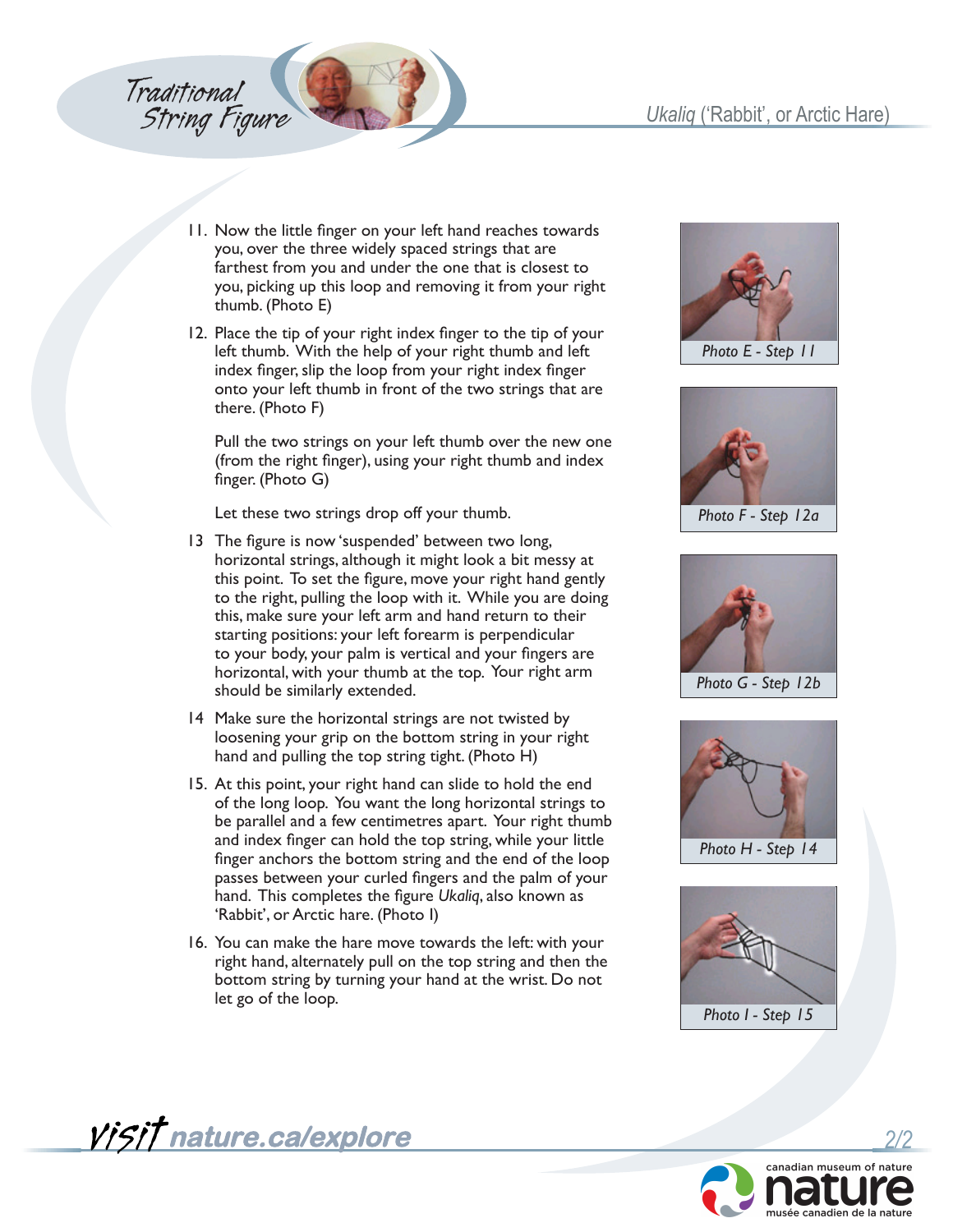11. Now the little finger on your left hand reaches towards you, over the three widely spaced strings that are farthest from you and under the one that is closest to you, picking up this loop and removing it from your right thumb. (Photo E)

12. Place the tip of your right index finger to the tip of your left thumb. With the help of your right thumb and left index finger, slip the loop from your right index finger onto your left thumb in front of the two strings that are there. (Photo F)

    Pull the two strings on your left thumb over the new one (from the right finger), using your right thumb and index finger. (Photo G)

    Let these two strings drop off your thumb.

13. The figure is now 'suspended' between two long, horizontal strings, although it might look a bit messy at this point. To set the figure, move your right hand gently to the right, pulling the loop with it. While you are doing this, make sure your left arm and hand return to their starting positions: your left forearm is perpendicular to your body, your palm is vertical and your fingers are horizontal, with your thumb at the top. Your right arm should be similarly extended.

14. Make sure the horizontal strings are not twisted by loosening your grip on the bottom string in your right hand and pulling the top string tight. (Photo H)

15. At this point, your right hand can slide to hold the end of the long loop. You want the long horizontal strings to be parallel and a few centimetres apart. Your right thumb and index finger can hold the top string, while your little finger anchors the bottom string and the end of the loop passes between your curled fingers and the palm of your hand. This completes the figure *Ukaliq*, also known as 'Rabbit', or Arctic hare. (Photo I)

16. You can make the hare move towards the left: with your right hand, alternately pull on the top string and then the bottom string by turning your hand at the wrist. Do not let go of the loop.

Photo E - Step 11

Photo F - Step 12a

Photo G - Step 12b

Photo H - Step 14

Photo I - Step 15

*visit* nature.ca/explore